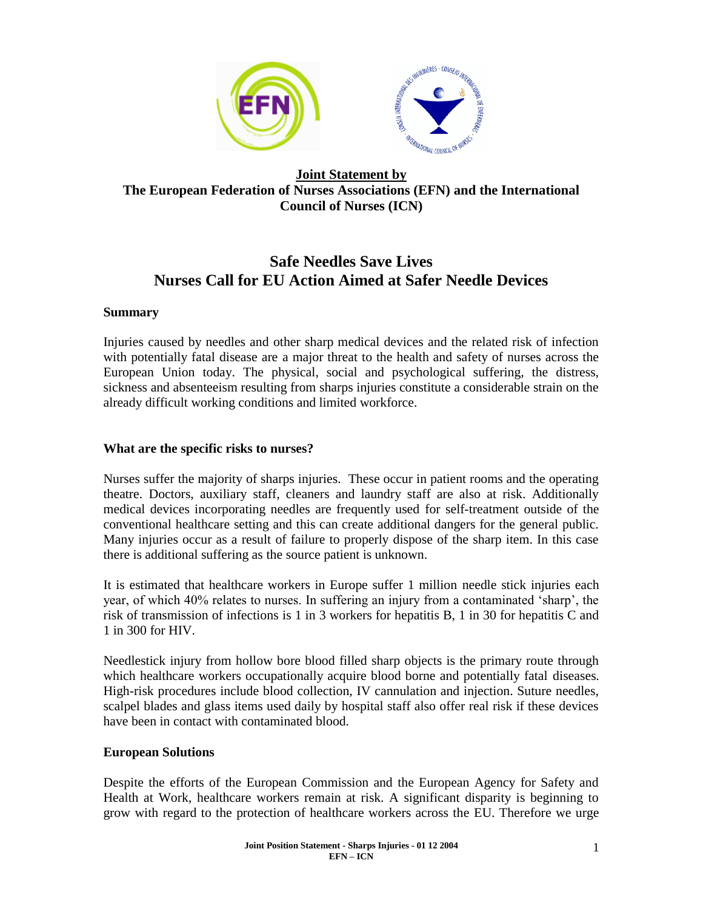**Joint Statement by**
**The European Federation of Nurses Associations (EFN) and the International Council of Nurses (ICN)**

# Safe Needles Save Lives
# Nurses Call for EU Action Aimed at Safer Needle Devices

**Summary**

Injuries caused by needles and other sharp medical devices and the related risk of infection with potentially fatal disease are a major threat to the health and safety of nurses across the European Union today. The physical, social and psychological suffering, the distress, sickness and absenteeism resulting from sharps injuries constitute a considerable strain on the already difficult working conditions and limited workforce.

**What are the specific risks to nurses?**

Nurses suffer the majority of sharps injuries. These occur in patient rooms and the operating theatre. Doctors, auxiliary staff, cleaners and laundry staff are also at risk. Additionally medical devices incorporating needles are frequently used for self-treatment outside of the conventional healthcare setting and this can create additional dangers for the general public. Many injuries occur as a result of failure to properly dispose of the sharp item. In this case there is additional suffering as the source patient is unknown.

It is estimated that healthcare workers in Europe suffer 1 million needle stick injuries each year, of which 40% relates to nurses. In suffering an injury from a contaminated 'sharp', the risk of transmission of infections is 1 in 3 workers for hepatitis B, 1 in 30 for hepatitis C and 1 in 300 for HIV.

Needlestick injury from hollow bore blood filled sharp objects is the primary route through which healthcare workers occupationally acquire blood borne and potentially fatal diseases. High-risk procedures include blood collection, IV cannulation and injection. Suture needles, scalpel blades and glass items used daily by hospital staff also offer real risk if these devices have been in contact with contaminated blood.

**European Solutions**

Despite the efforts of the European Commission and the European Agency for Safety and Health at Work, healthcare workers remain at risk. A significant disparity is beginning to grow with regard to the protection of healthcare workers across the EU. Therefore we urge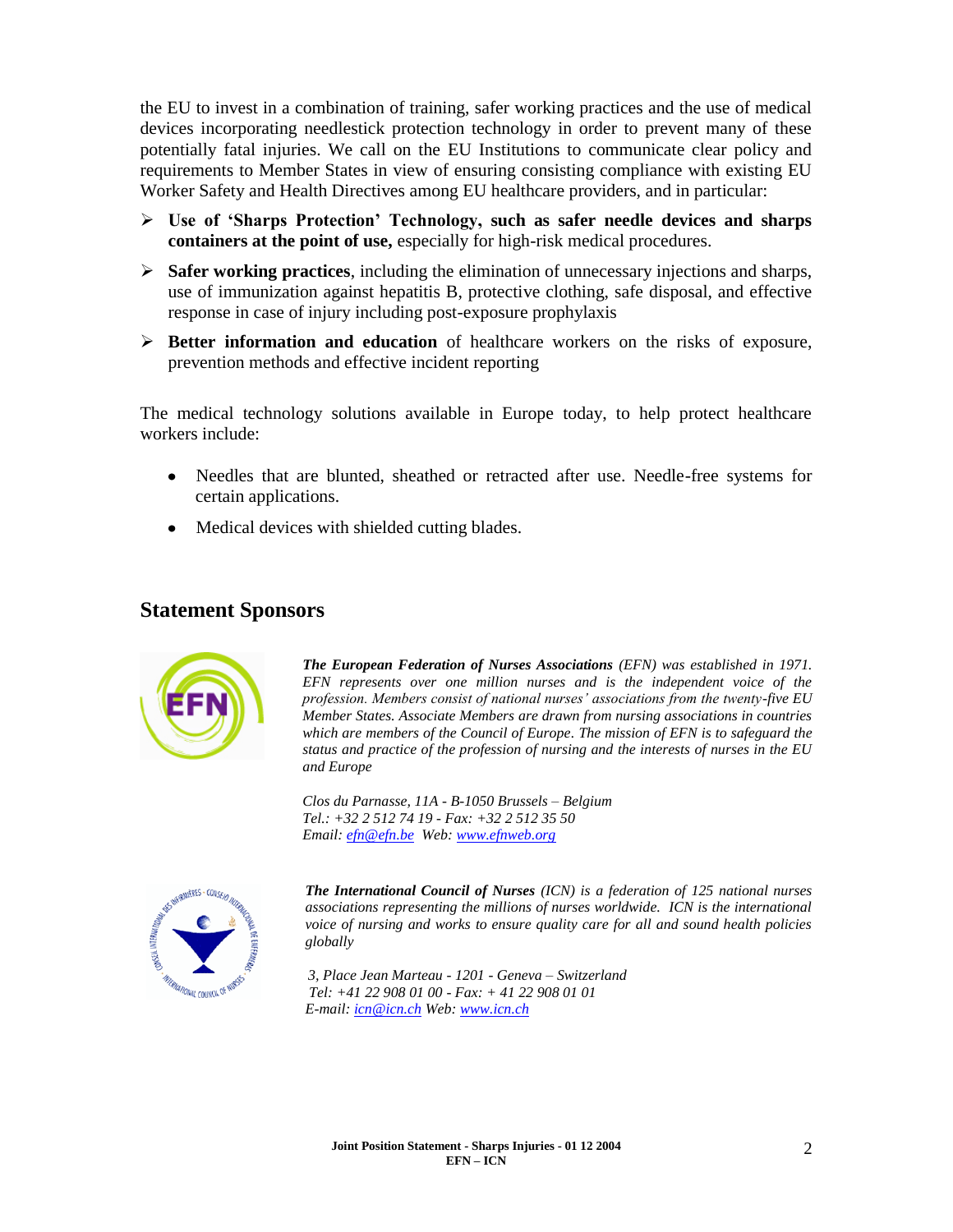the EU to invest in a combination of training, safer working practices and the use of medical devices incorporating needlestick protection technology in order to prevent many of these potentially fatal injuries. We call on the EU Institutions to communicate clear policy and requirements to Member States in view of ensuring consisting compliance with existing EU Worker Safety and Health Directives among EU healthcare providers, and in particular:

- **Use of 'Sharps Protection' Technology, such as safer needle devices and sharps containers at the point of use,** especially for high-risk medical procedures.
- **Safer working practices**, including the elimination of unnecessary injections and sharps, use of immunization against hepatitis B, protective clothing, safe disposal, and effective response in case of injury including post-exposure prophylaxis
- **Better information and education** of healthcare workers on the risks of exposure, prevention methods and effective incident reporting

The medical technology solutions available in Europe today, to help protect healthcare workers include:

- Needles that are blunted, sheathed or retracted after use. Needle-free systems for certain applications.
- Medical devices with shielded cutting blades.

## Statement Sponsors

***The European Federation of Nurses Associations*** *(EFN) was established in 1971. EFN represents over one million nurses and is the independent voice of the profession. Members consist of national nurses' associations from the twenty-five EU Member States. Associate Members are drawn from nursing associations in countries which are members of the Council of Europe. The mission of EFN is to safeguard the status and practice of the profession of nursing and the interests of nurses in the EU and Europe*

*Clos du Parnasse, 11A - B-1050 Brussels – Belgium*
*Tel.: +32 2 512 74 19 - Fax: +32 2 512 35 50*
*Email: efn@efn.be Web: www.efnweb.org*

***The International Council of Nurses*** *(ICN) is a federation of 125 national nurses associations representing the millions of nurses worldwide. ICN is the international voice of nursing and works to ensure quality care for all and sound health policies globally*

*3, Place Jean Marteau - 1201 - Geneva – Switzerland*
*Tel: +41 22 908 01 00 - Fax: + 41 22 908 01 01*
*E-mail: icn@icn.ch Web: www.icn.ch*